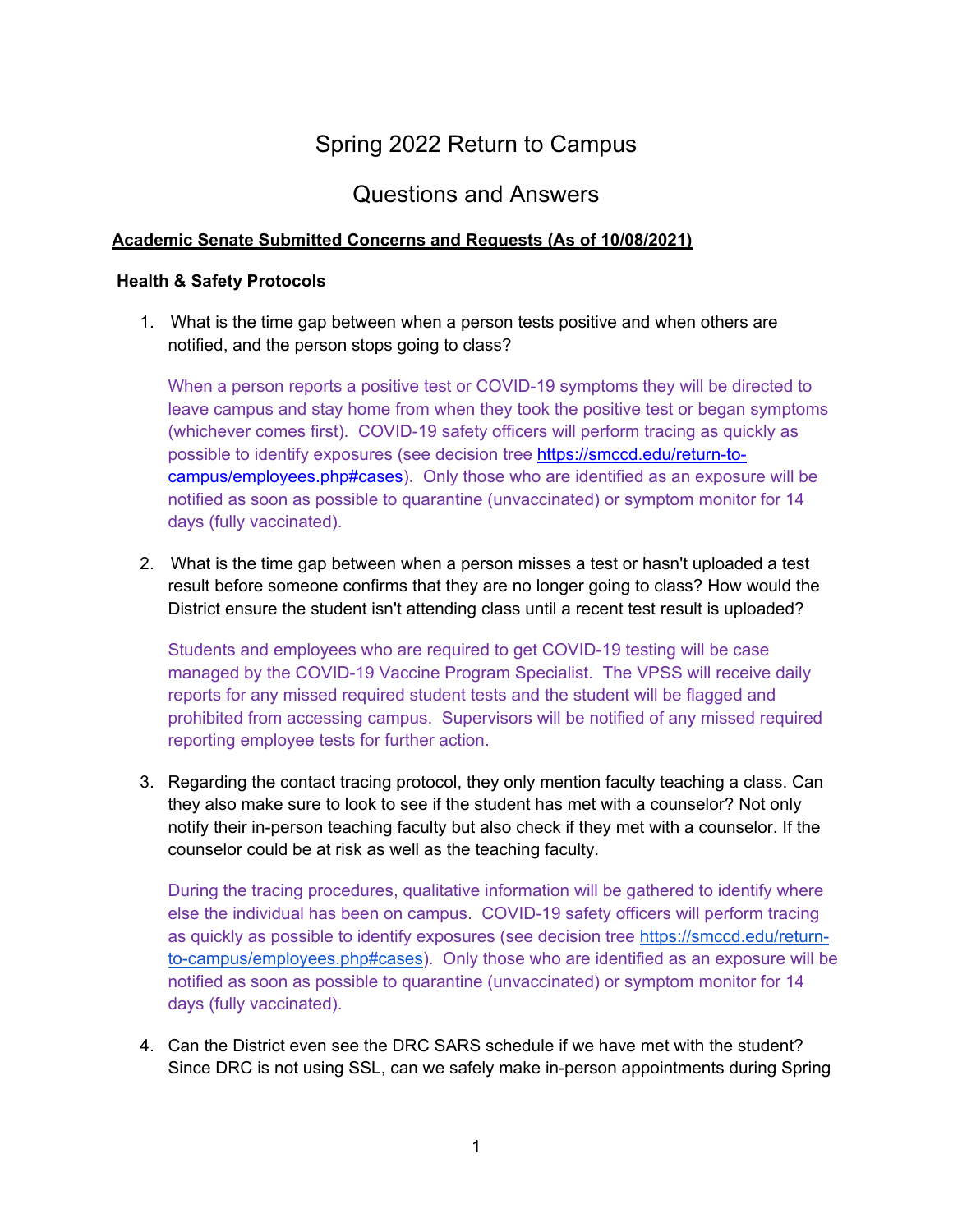# Spring 2022 Return to Campus

## Questions and Answers

**Academic Senate Submitted Concerns and Requests (As of 10/08/2021)**

**Health & Safety Protocols**

1. What is the time gap between when a person tests positive and when others are notified, and the person stops going to class?

   When a person reports a positive test or COVID-19 symptoms they will be directed to leave campus and stay home from when they took the positive test or began symptoms (whichever comes first). COVID-19 safety officers will perform tracing as quickly as possible to identify exposures (see decision tree [https://smccd.edu/return-to-campus/employees.php#cases](https://smccd.edu/return-to-campus/employees.php#cases)). Only those who are identified as an exposure will be notified as soon as possible to quarantine (unvaccinated) or symptom monitor for 14 days (fully vaccinated).

2. What is the time gap between when a person misses a test or hasn't uploaded a test result before someone confirms that they are no longer going to class? How would the District ensure the student isn't attending class until a recent test result is uploaded?

   Students and employees who are required to get COVID-19 testing will be case managed by the COVID-19 Vaccine Program Specialist. The VPSS will receive daily reports for any missed required student tests and the student will be flagged and prohibited from accessing campus. Supervisors will be notified of any missed required reporting employee tests for further action.

3. Regarding the contact tracing protocol, they only mention faculty teaching a class. Can they also make sure to look to see if the student has met with a counselor? Not only notify their in-person teaching faculty but also check if they met with a counselor. If the counselor could be at risk as well as the teaching faculty.

   During the tracing procedures, qualitative information will be gathered to identify where else the individual has been on campus. COVID-19 safety officers will perform tracing as quickly as possible to identify exposures (see decision tree [https://smccd.edu/return-to-campus/employees.php#cases](https://smccd.edu/return-to-campus/employees.php#cases)). Only those who are identified as an exposure will be notified as soon as possible to quarantine (unvaccinated) or symptom monitor for 14 days (fully vaccinated).

4. Can the District even see the DRC SARS schedule if we have met with the student? Since DRC is not using SSL, can we safely make in-person appointments during Spring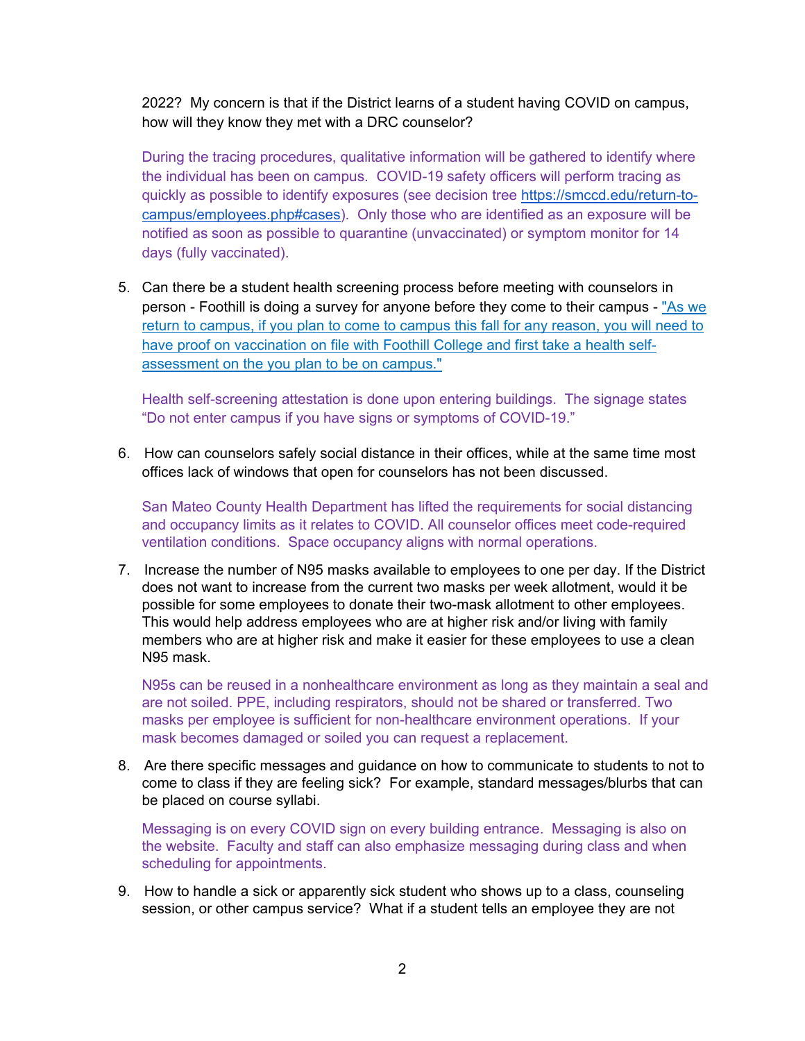2022? My concern is that if the District learns of a student having COVID on campus, how will they know they met with a DRC counselor?

During the tracing procedures, qualitative information will be gathered to identify where the individual has been on campus. COVID-19 safety officers will perform tracing as quickly as possible to identify exposures (see decision tree [https://smccd.edu/return-to-campus/employees.php#cases](https://smccd.edu/return-to-campus/employees.php#cases)). Only those who are identified as an exposure will be notified as soon as possible to quarantine (unvaccinated) or symptom monitor for 14 days (fully vaccinated).

5. Can there be a student health screening process before meeting with counselors in person - Foothill is doing a survey for anyone before they come to their campus - "As we return to campus, if you plan to come to campus this fall for any reason, you will need to have proof on vaccination on file with Foothill College and first take a health self-assessment on the you plan to be on campus."

   Health self-screening attestation is done upon entering buildings. The signage states "Do not enter campus if you have signs or symptoms of COVID-19."

6. How can counselors safely social distance in their offices, while at the same time most offices lack of windows that open for counselors has not been discussed.

   San Mateo County Health Department has lifted the requirements for social distancing and occupancy limits as it relates to COVID. All counselor offices meet code-required ventilation conditions. Space occupancy aligns with normal operations.

7. Increase the number of N95 masks available to employees to one per day. If the District does not want to increase from the current two masks per week allotment, would it be possible for some employees to donate their two-mask allotment to other employees. This would help address employees who are at higher risk and/or living with family members who are at higher risk and make it easier for these employees to use a clean N95 mask.

   N95s can be reused in a nonhealthcare environment as long as they maintain a seal and are not soiled. PPE, including respirators, should not be shared or transferred. Two masks per employee is sufficient for non-healthcare environment operations. If your mask becomes damaged or soiled you can request a replacement.

8. Are there specific messages and guidance on how to communicate to students to not to come to class if they are feeling sick? For example, standard messages/blurbs that can be placed on course syllabi.

   Messaging is on every COVID sign on every building entrance. Messaging is also on the website. Faculty and staff can also emphasize messaging during class and when scheduling for appointments.

9. How to handle a sick or apparently sick student who shows up to a class, counseling session, or other campus service? What if a student tells an employee they are not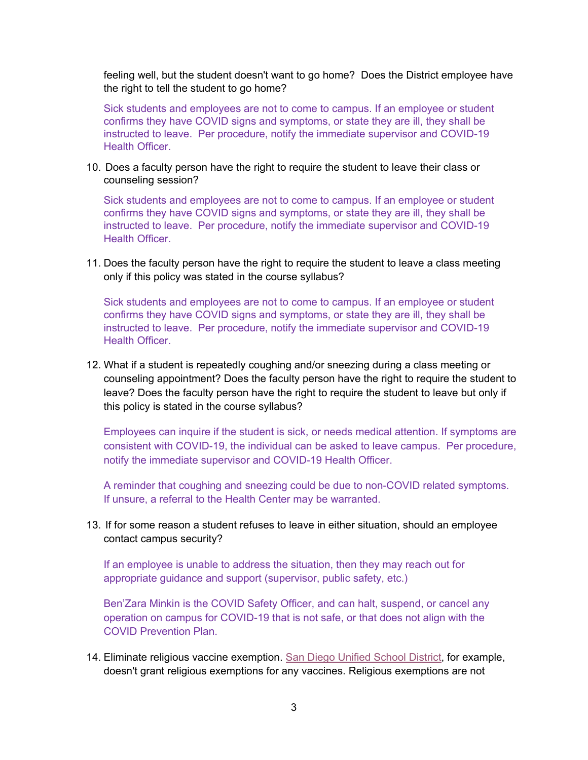feeling well, but the student doesn't want to go home? Does the District employee have the right to tell the student to go home?

Sick students and employees are not to come to campus. If an employee or student confirms they have COVID signs and symptoms, or state they are ill, they shall be instructed to leave. Per procedure, notify the immediate supervisor and COVID-19 Health Officer.

10. Does a faculty person have the right to require the student to leave their class or counseling session?

    Sick students and employees are not to come to campus. If an employee or student confirms they have COVID signs and symptoms, or state they are ill, they shall be instructed to leave. Per procedure, notify the immediate supervisor and COVID-19 Health Officer.

11. Does the faculty person have the right to require the student to leave a class meeting only if this policy was stated in the course syllabus?

    Sick students and employees are not to come to campus. If an employee or student confirms they have COVID signs and symptoms, or state they are ill, they shall be instructed to leave. Per procedure, notify the immediate supervisor and COVID-19 Health Officer.

12. What if a student is repeatedly coughing and/or sneezing during a class meeting or counseling appointment? Does the faculty person have the right to require the student to leave? Does the faculty person have the right to require the student to leave but only if this policy is stated in the course syllabus?

    Employees can inquire if the student is sick, or needs medical attention. If symptoms are consistent with COVID-19, the individual can be asked to leave campus. Per procedure, notify the immediate supervisor and COVID-19 Health Officer.

    A reminder that coughing and sneezing could be due to non-COVID related symptoms. If unsure, a referral to the Health Center may be warranted.

13. If for some reason a student refuses to leave in either situation, should an employee contact campus security?

    If an employee is unable to address the situation, then they may reach out for appropriate guidance and support (supervisor, public safety, etc.)

    Ben'Zara Minkin is the COVID Safety Officer, and can halt, suspend, or cancel any operation on campus for COVID-19 that is not safe, or that does not align with the COVID Prevention Plan.

14. Eliminate religious vaccine exemption. San Diego Unified School District, for example, doesn't grant religious exemptions for any vaccines. Religious exemptions are not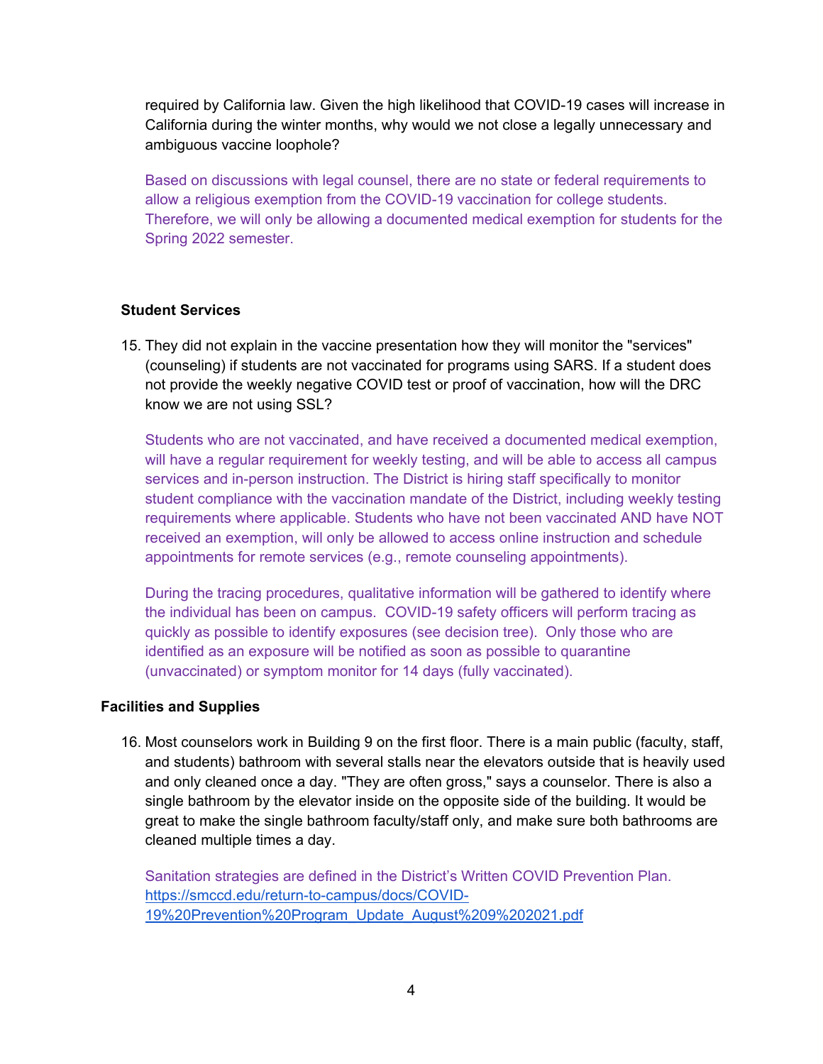required by California law. Given the high likelihood that COVID-19 cases will increase in California during the winter months, why would we not close a legally unnecessary and ambiguous vaccine loophole?

Based on discussions with legal counsel, there are no state or federal requirements to allow a religious exemption from the COVID-19 vaccination for college students. Therefore, we will only be allowing a documented medical exemption for students for the Spring 2022 semester.

**Student Services**

15. They did not explain in the vaccine presentation how they will monitor the "services" (counseling) if students are not vaccinated for programs using SARS. If a student does not provide the weekly negative COVID test or proof of vaccination, how will the DRC know we are not using SSL?

    Students who are not vaccinated, and have received a documented medical exemption, will have a regular requirement for weekly testing, and will be able to access all campus services and in-person instruction. The District is hiring staff specifically to monitor student compliance with the vaccination mandate of the District, including weekly testing requirements where applicable. Students who have not been vaccinated AND have NOT received an exemption, will only be allowed to access online instruction and schedule appointments for remote services (e.g., remote counseling appointments).

    During the tracing procedures, qualitative information will be gathered to identify where the individual has been on campus. COVID-19 safety officers will perform tracing as quickly as possible to identify exposures (see decision tree). Only those who are identified as an exposure will be notified as soon as possible to quarantine (unvaccinated) or symptom monitor for 14 days (fully vaccinated).

**Facilities and Supplies**

16. Most counselors work in Building 9 on the first floor. There is a main public (faculty, staff, and students) bathroom with several stalls near the elevators outside that is heavily used and only cleaned once a day. "They are often gross," says a counselor. There is also a single bathroom by the elevator inside on the opposite side of the building. It would be great to make the single bathroom faculty/staff only, and make sure both bathrooms are cleaned multiple times a day.

    Sanitation strategies are defined in the District's Written COVID Prevention Plan. https://smccd.edu/return-to-campus/docs/COVID-19%20Prevention%20Program_Update_August%209%202021.pdf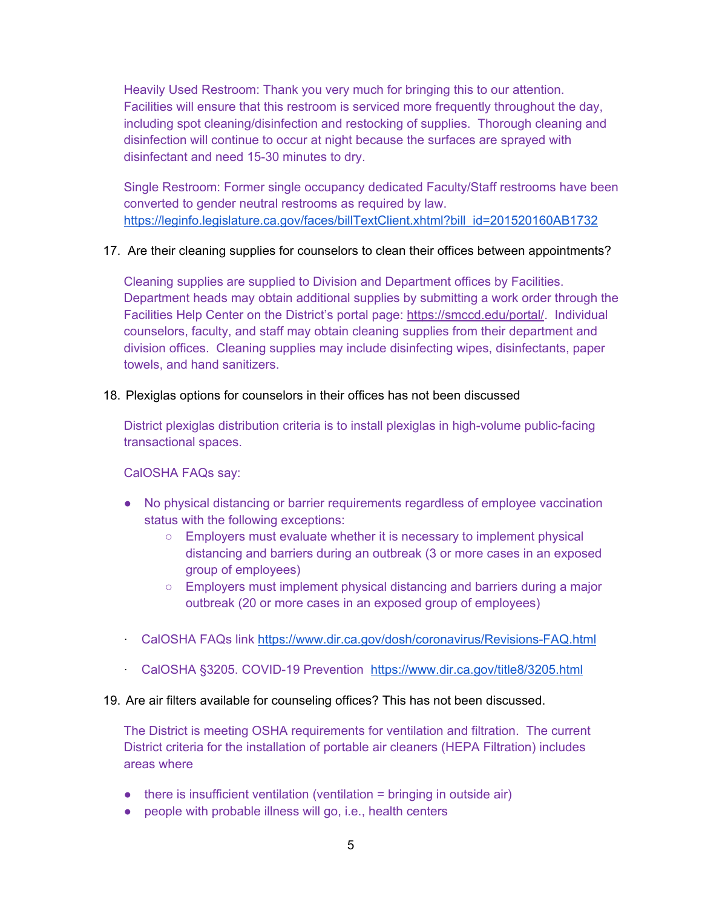Heavily Used Restroom: Thank you very much for bringing this to our attention. Facilities will ensure that this restroom is serviced more frequently throughout the day, including spot cleaning/disinfection and restocking of supplies. Thorough cleaning and disinfection will continue to occur at night because the surfaces are sprayed with disinfectant and need 15-30 minutes to dry.

Single Restroom: Former single occupancy dedicated Faculty/Staff restrooms have been converted to gender neutral restrooms as required by law. https://leginfo.legislature.ca.gov/faces/billTextClient.xhtml?bill_id=201520160AB1732

17. Are their cleaning supplies for counselors to clean their offices between appointments?

    Cleaning supplies are supplied to Division and Department offices by Facilities. Department heads may obtain additional supplies by submitting a work order through the Facilities Help Center on the District's portal page: https://smccd.edu/portal/. Individual counselors, faculty, and staff may obtain cleaning supplies from their department and division offices. Cleaning supplies may include disinfecting wipes, disinfectants, paper towels, and hand sanitizers.

18. Plexiglas options for counselors in their offices has not been discussed

    District plexiglas distribution criteria is to install plexiglas in high-volume public-facing transactional spaces.

    CalOSHA FAQs say:

    - No physical distancing or barrier requirements regardless of employee vaccination status with the following exceptions:
      - Employers must evaluate whether it is necessary to implement physical distancing and barriers during an outbreak (3 or more cases in an exposed group of employees)
      - Employers must implement physical distancing and barriers during a major outbreak (20 or more cases in an exposed group of employees)

    - CalOSHA FAQs link https://www.dir.ca.gov/dosh/coronavirus/Revisions-FAQ.html
    - CalOSHA §3205. COVID-19 Prevention https://www.dir.ca.gov/title8/3205.html

19. Are air filters available for counseling offices? This has not been discussed.

    The District is meeting OSHA requirements for ventilation and filtration. The current District criteria for the installation of portable air cleaners (HEPA Filtration) includes areas where

    - there is insufficient ventilation (ventilation = bringing in outside air)
    - people with probable illness will go, i.e., health centers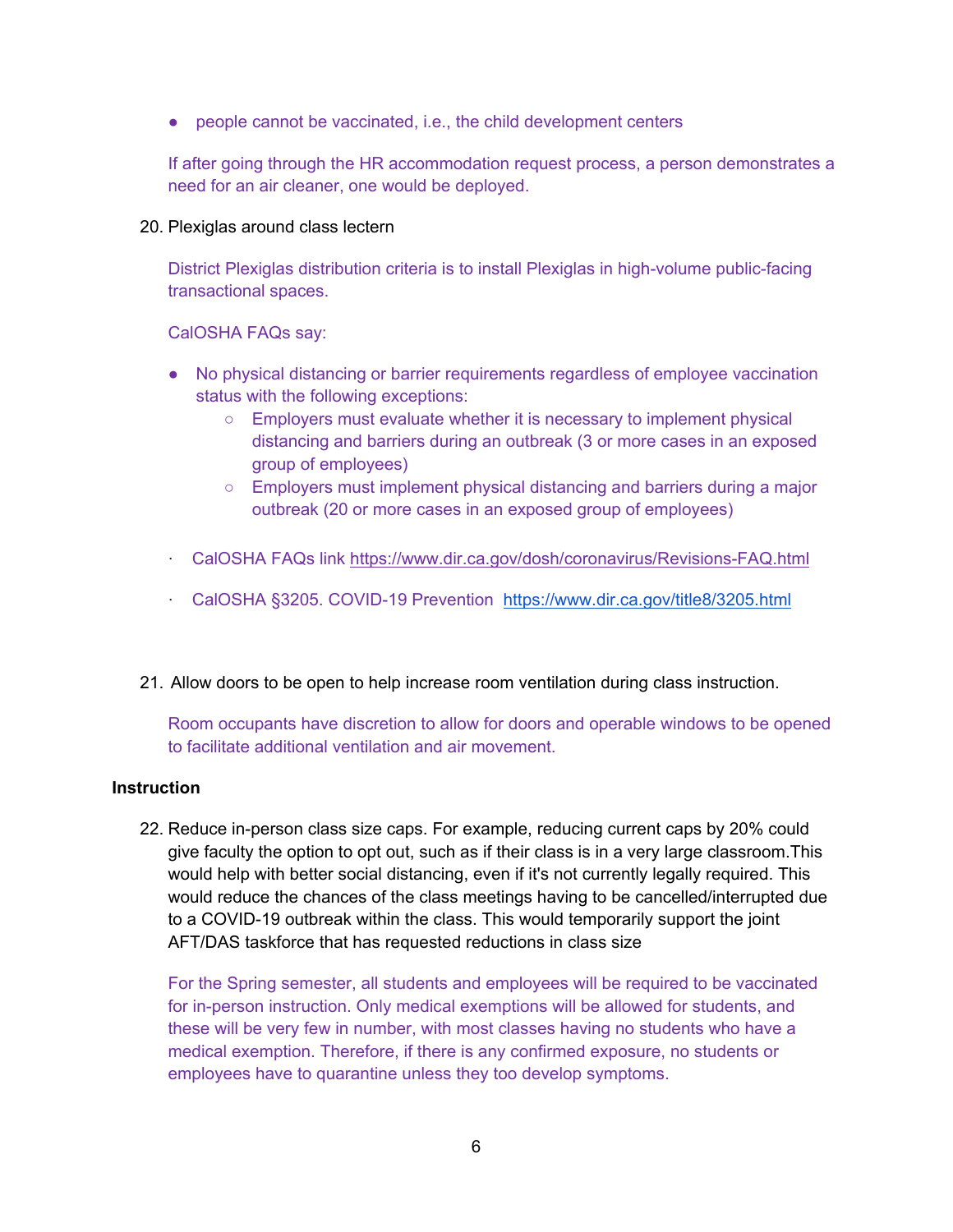- people cannot be vaccinated, i.e., the child development centers

If after going through the HR accommodation request process, a person demonstrates a need for an air cleaner, one would be deployed.

20. Plexiglas around class lectern

    District Plexiglas distribution criteria is to install Plexiglas in high-volume public-facing transactional spaces.

    CalOSHA FAQs say:

    - No physical distancing or barrier requirements regardless of employee vaccination status with the following exceptions:
        - Employers must evaluate whether it is necessary to implement physical distancing and barriers during an outbreak (3 or more cases in an exposed group of employees)
        - Employers must implement physical distancing and barriers during a major outbreak (20 or more cases in an exposed group of employees)

    - CalOSHA FAQs link https://www.dir.ca.gov/dosh/coronavirus/Revisions-FAQ.html
    - CalOSHA §3205. COVID-19 Prevention https://www.dir.ca.gov/title8/3205.html

21. Allow doors to be open to help increase room ventilation during class instruction.

    Room occupants have discretion to allow for doors and operable windows to be opened to facilitate additional ventilation and air movement.

**Instruction**

22. Reduce in-person class size caps. For example, reducing current caps by 20% could give faculty the option to opt out, such as if their class is in a very large classroom.This would help with better social distancing, even if it's not currently legally required. This would reduce the chances of the class meetings having to be cancelled/interrupted due to a COVID-19 outbreak within the class. This would temporarily support the joint AFT/DAS taskforce that has requested reductions in class size

    For the Spring semester, all students and employees will be required to be vaccinated for in-person instruction. Only medical exemptions will be allowed for students, and these will be very few in number, with most classes having no students who have a medical exemption. Therefore, if there is any confirmed exposure, no students or employees have to quarantine unless they too develop symptoms.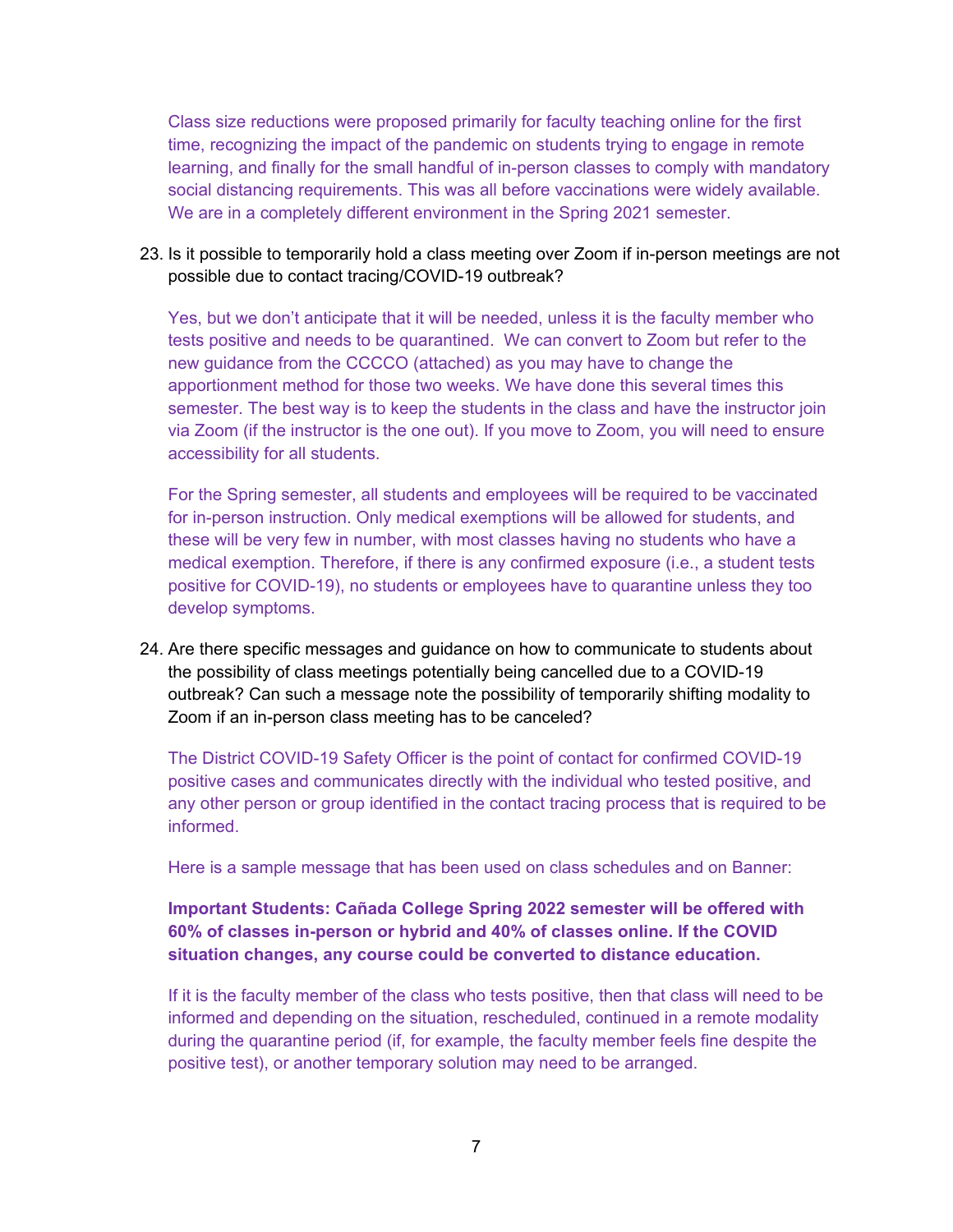Class size reductions were proposed primarily for faculty teaching online for the first time, recognizing the impact of the pandemic on students trying to engage in remote learning, and finally for the small handful of in-person classes to comply with mandatory social distancing requirements. This was all before vaccinations were widely available. We are in a completely different environment in the Spring 2021 semester.

23. Is it possible to temporarily hold a class meeting over Zoom if in-person meetings are not possible due to contact tracing/COVID-19 outbreak?

    Yes, but we don't anticipate that it will be needed, unless it is the faculty member who tests positive and needs to be quarantined. We can convert to Zoom but refer to the new guidance from the CCCCO (attached) as you may have to change the apportionment method for those two weeks. We have done this several times this semester. The best way is to keep the students in the class and have the instructor join via Zoom (if the instructor is the one out). If you move to Zoom, you will need to ensure accessibility for all students.

    For the Spring semester, all students and employees will be required to be vaccinated for in-person instruction. Only medical exemptions will be allowed for students, and these will be very few in number, with most classes having no students who have a medical exemption. Therefore, if there is any confirmed exposure (i.e., a student tests positive for COVID-19), no students or employees have to quarantine unless they too develop symptoms.

24. Are there specific messages and guidance on how to communicate to students about the possibility of class meetings potentially being cancelled due to a COVID-19 outbreak? Can such a message note the possibility of temporarily shifting modality to Zoom if an in-person class meeting has to be canceled?

    The District COVID-19 Safety Officer is the point of contact for confirmed COVID-19 positive cases and communicates directly with the individual who tested positive, and any other person or group identified in the contact tracing process that is required to be informed.

    Here is a sample message that has been used on class schedules and on Banner:

    **Important Students: Cañada College Spring 2022 semester will be offered with 60% of classes in-person or hybrid and 40% of classes online. If the COVID situation changes, any course could be converted to distance education.**

    If it is the faculty member of the class who tests positive, then that class will need to be informed and depending on the situation, rescheduled, continued in a remote modality during the quarantine period (if, for example, the faculty member feels fine despite the positive test), or another temporary solution may need to be arranged.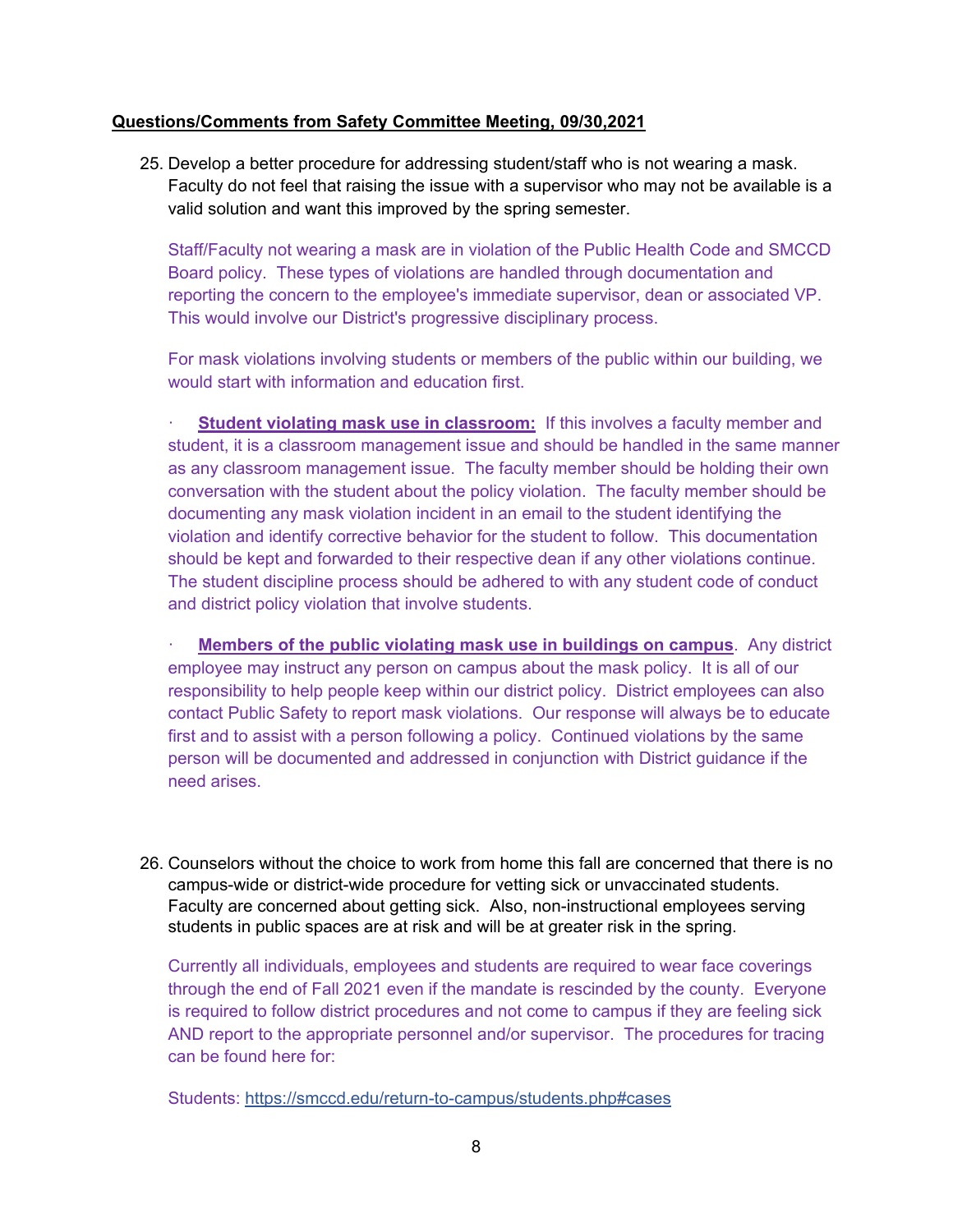**Questions/Comments from Safety Committee Meeting, 09/30,2021**

25. Develop a better procedure for addressing student/staff who is not wearing a mask. Faculty do not feel that raising the issue with a supervisor who may not be available is a valid solution and want this improved by the spring semester.

    Staff/Faculty not wearing a mask are in violation of the Public Health Code and SMCCD Board policy. These types of violations are handled through documentation and reporting the concern to the employee's immediate supervisor, dean or associated VP. This would involve our District's progressive disciplinary process.

    For mask violations involving students or members of the public within our building, we would start with information and education first.

    · **Student violating mask use in classroom:** If this involves a faculty member and student, it is a classroom management issue and should be handled in the same manner as any classroom management issue. The faculty member should be holding their own conversation with the student about the policy violation. The faculty member should be documenting any mask violation incident in an email to the student identifying the violation and identify corrective behavior for the student to follow. This documentation should be kept and forwarded to their respective dean if any other violations continue. The student discipline process should be adhered to with any student code of conduct and district policy violation that involve students.

    · **Members of the public violating mask use in buildings on campus**. Any district employee may instruct any person on campus about the mask policy. It is all of our responsibility to help people keep within our district policy. District employees can also contact Public Safety to report mask violations. Our response will always be to educate first and to assist with a person following a policy. Continued violations by the same person will be documented and addressed in conjunction with District guidance if the need arises.

26. Counselors without the choice to work from home this fall are concerned that there is no campus-wide or district-wide procedure for vetting sick or unvaccinated students. Faculty are concerned about getting sick. Also, non-instructional employees serving students in public spaces are at risk and will be at greater risk in the spring.

    Currently all individuals, employees and students are required to wear face coverings through the end of Fall 2021 even if the mandate is rescinded by the county. Everyone is required to follow district procedures and not come to campus if they are feeling sick AND report to the appropriate personnel and/or supervisor. The procedures for tracing can be found here for:

    Students: https://smccd.edu/return-to-campus/students.php#cases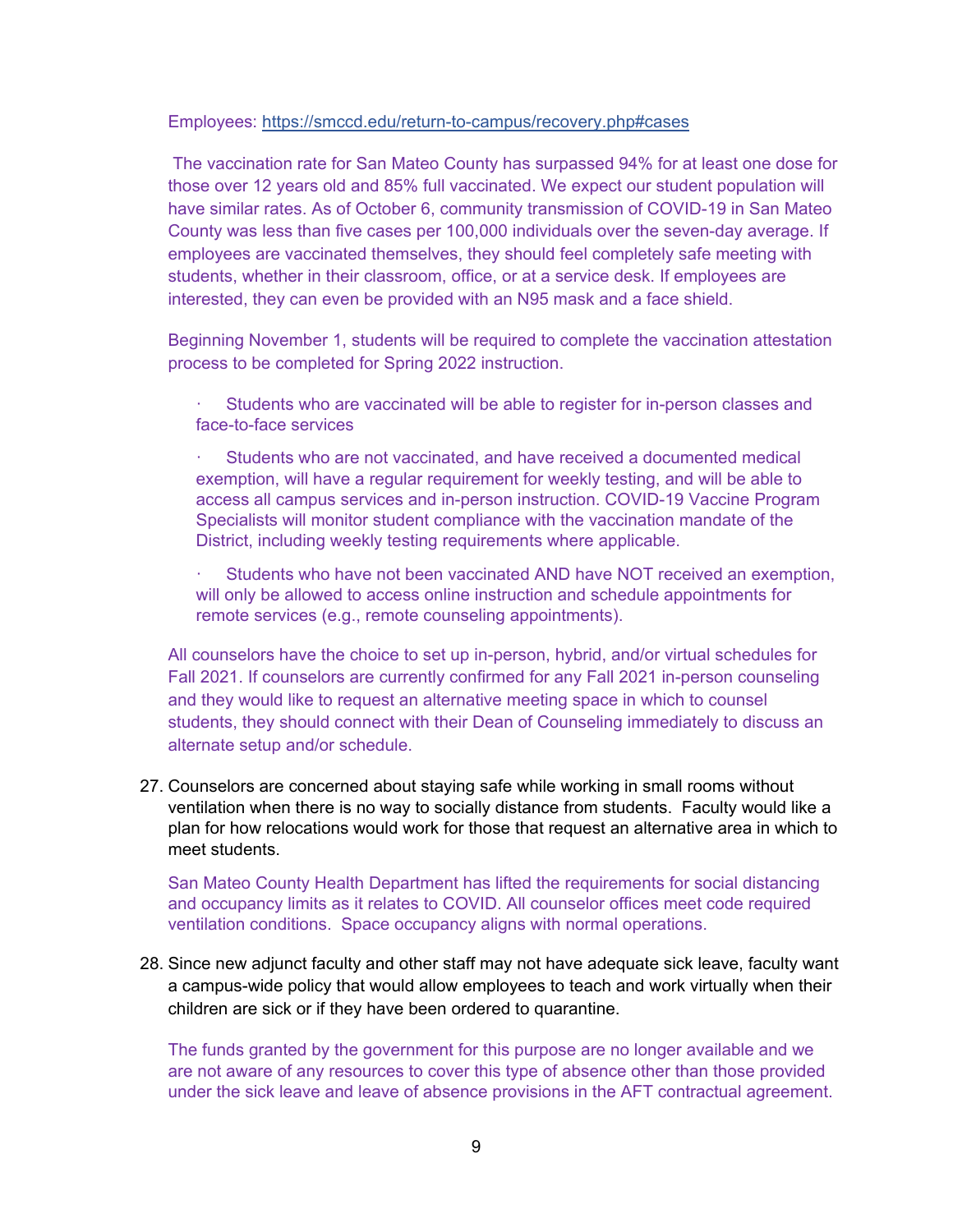Employees: https://smccd.edu/return-to-campus/recovery.php#cases

The vaccination rate for San Mateo County has surpassed 94% for at least one dose for those over 12 years old and 85% full vaccinated. We expect our student population will have similar rates. As of October 6, community transmission of COVID-19 in San Mateo County was less than five cases per 100,000 individuals over the seven-day average. If employees are vaccinated themselves, they should feel completely safe meeting with students, whether in their classroom, office, or at a service desk. If employees are interested, they can even be provided with an N95 mask and a face shield.

Beginning November 1, students will be required to complete the vaccination attestation process to be completed for Spring 2022 instruction.

- Students who are vaccinated will be able to register for in-person classes and face-to-face services
- Students who are not vaccinated, and have received a documented medical exemption, will have a regular requirement for weekly testing, and will be able to access all campus services and in-person instruction. COVID-19 Vaccine Program Specialists will monitor student compliance with the vaccination mandate of the District, including weekly testing requirements where applicable.
- Students who have not been vaccinated AND have NOT received an exemption, will only be allowed to access online instruction and schedule appointments for remote services (e.g., remote counseling appointments).

All counselors have the choice to set up in-person, hybrid, and/or virtual schedules for Fall 2021. If counselors are currently confirmed for any Fall 2021 in-person counseling and they would like to request an alternative meeting space in which to counsel students, they should connect with their Dean of Counseling immediately to discuss an alternate setup and/or schedule.

27. Counselors are concerned about staying safe while working in small rooms without ventilation when there is no way to socially distance from students. Faculty would like a plan for how relocations would work for those that request an alternative area in which to meet students.

    San Mateo County Health Department has lifted the requirements for social distancing and occupancy limits as it relates to COVID. All counselor offices meet code required ventilation conditions. Space occupancy aligns with normal operations.

28. Since new adjunct faculty and other staff may not have adequate sick leave, faculty want a campus-wide policy that would allow employees to teach and work virtually when their children are sick or if they have been ordered to quarantine.

    The funds granted by the government for this purpose are no longer available and we are not aware of any resources to cover this type of absence other than those provided under the sick leave and leave of absence provisions in the AFT contractual agreement.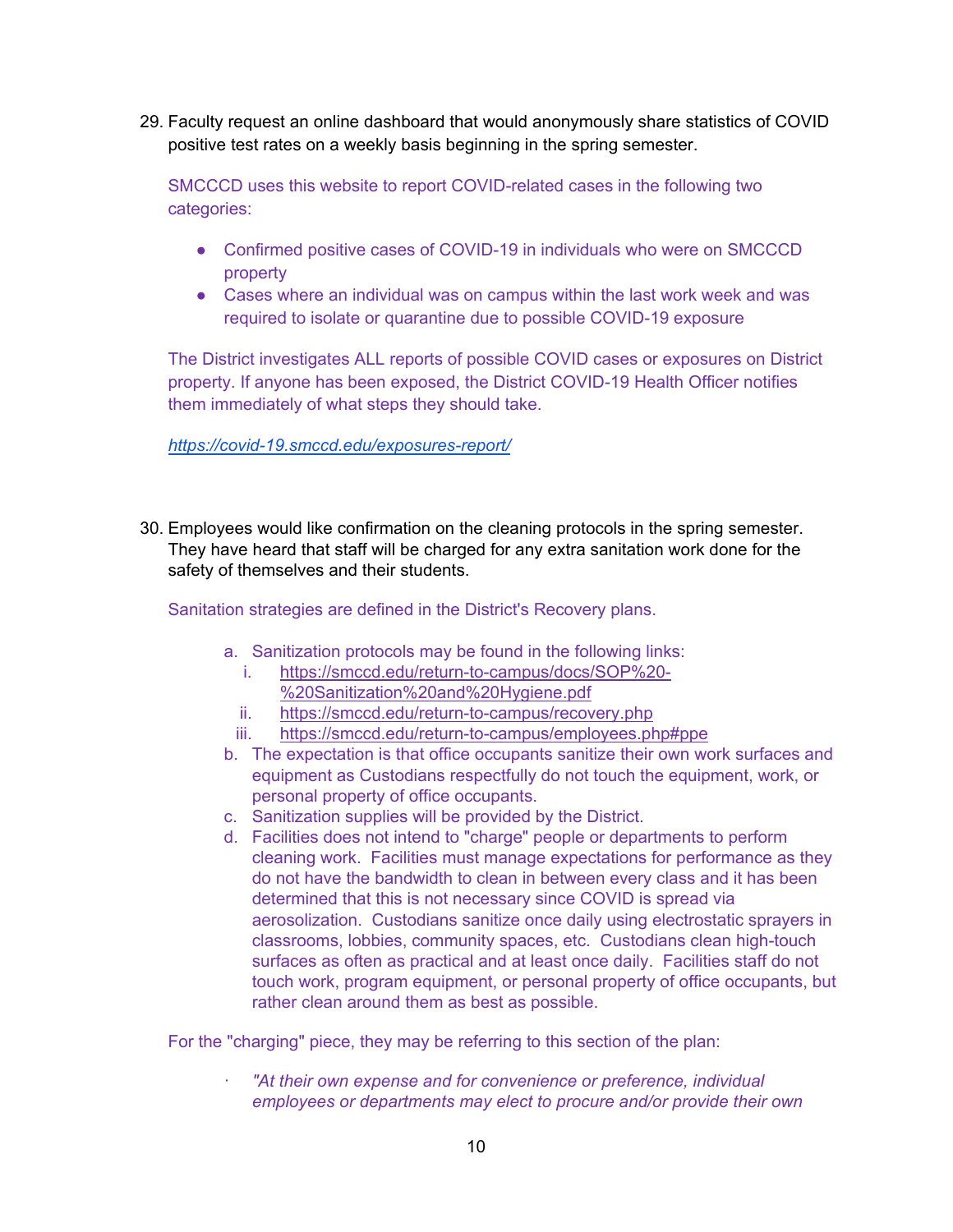29. Faculty request an online dashboard that would anonymously share statistics of COVID positive test rates on a weekly basis beginning in the spring semester.

    SMCCCD uses this website to report COVID-related cases in the following two categories:

    - Confirmed positive cases of COVID-19 in individuals who were on SMCCCD property
    - Cases where an individual was on campus within the last work week and was required to isolate or quarantine due to possible COVID-19 exposure

    The District investigates ALL reports of possible COVID cases or exposures on District property. If anyone has been exposed, the District COVID-19 Health Officer notifies them immediately of what steps they should take.

    *https://covid-19.smccd.edu/exposures-report/*

30. Employees would like confirmation on the cleaning protocols in the spring semester. They have heard that staff will be charged for any extra sanitation work done for the safety of themselves and their students.

    Sanitation strategies are defined in the District's Recovery plans.

    a. Sanitization protocols may be found in the following links:
        i. https://smccd.edu/return-to-campus/docs/SOP%20-%20Sanitization%20and%20Hygiene.pdf
        ii. https://smccd.edu/return-to-campus/recovery.php
        iii. https://smccd.edu/return-to-campus/employees.php#ppe
    b. The expectation is that office occupants sanitize their own work surfaces and equipment as Custodians respectfully do not touch the equipment, work, or personal property of office occupants.
    c. Sanitization supplies will be provided by the District.
    d. Facilities does not intend to "charge" people or departments to perform cleaning work. Facilities must manage expectations for performance as they do not have the bandwidth to clean in between every class and it has been determined that this is not necessary since COVID is spread via aerosolization. Custodians sanitize once daily using electrostatic sprayers in classrooms, lobbies, community spaces, etc. Custodians clean high-touch surfaces as often as practical and at least once daily. Facilities staff do not touch work, program equipment, or personal property of office occupants, but rather clean around them as best as possible.

    For the "charging" piece, they may be referring to this section of the plan:

    · *"At their own expense and for convenience or preference, individual employees or departments may elect to procure and/or provide their own*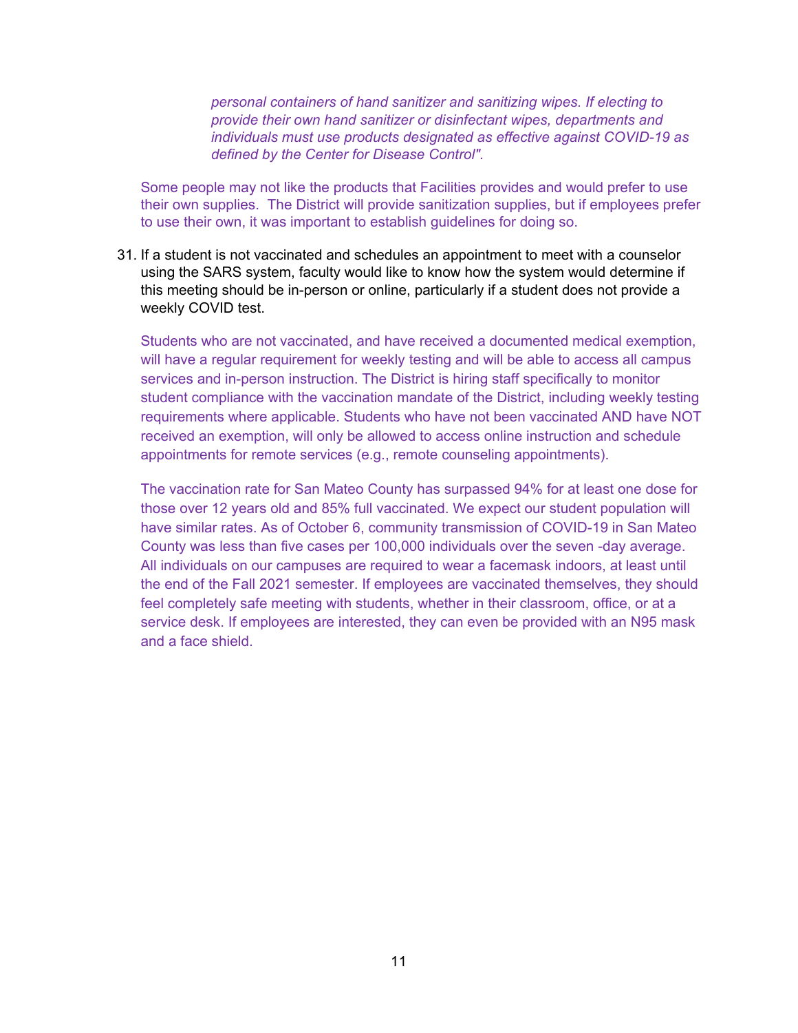*personal containers of hand sanitizer and sanitizing wipes. If electing to provide their own hand sanitizer or disinfectant wipes, departments and individuals must use products designated as effective against COVID-19 as defined by the Center for Disease Control".*

Some people may not like the products that Facilities provides and would prefer to use their own supplies. The District will provide sanitization supplies, but if employees prefer to use their own, it was important to establish guidelines for doing so.

31. If a student is not vaccinated and schedules an appointment to meet with a counselor using the SARS system, faculty would like to know how the system would determine if this meeting should be in-person or online, particularly if a student does not provide a weekly COVID test.

    Students who are not vaccinated, and have received a documented medical exemption, will have a regular requirement for weekly testing and will be able to access all campus services and in-person instruction. The District is hiring staff specifically to monitor student compliance with the vaccination mandate of the District, including weekly testing requirements where applicable. Students who have not been vaccinated AND have NOT received an exemption, will only be allowed to access online instruction and schedule appointments for remote services (e.g., remote counseling appointments).

    The vaccination rate for San Mateo County has surpassed 94% for at least one dose for those over 12 years old and 85% full vaccinated. We expect our student population will have similar rates. As of October 6, community transmission of COVID-19 in San Mateo County was less than five cases per 100,000 individuals over the seven -day average. All individuals on our campuses are required to wear a facemask indoors, at least until the end of the Fall 2021 semester. If employees are vaccinated themselves, they should feel completely safe meeting with students, whether in their classroom, office, or at a service desk. If employees are interested, they can even be provided with an N95 mask and a face shield.